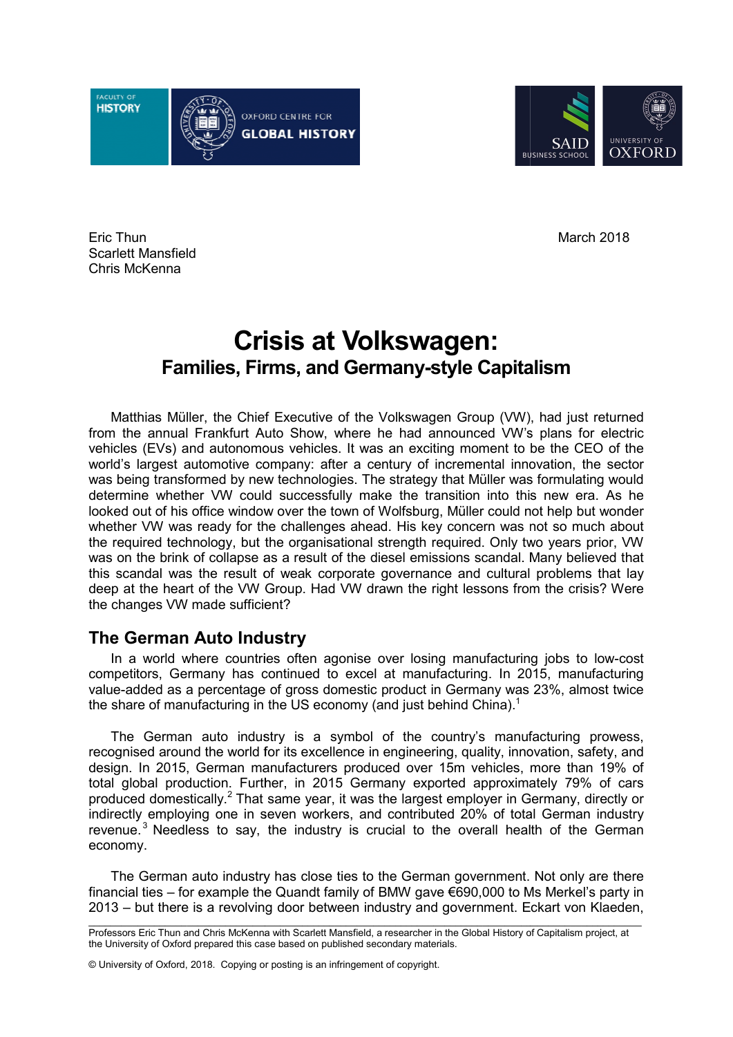Eric Thun
Scarlett Mansfield
Chris McKenna

March 2018

# Crisis at Volkswagen:
## Families, Firms, and Germany-style Capitalism

Matthias Müller, the Chief Executive of the Volkswagen Group (VW), had just returned from the annual Frankfurt Auto Show, where he had announced VW's plans for electric vehicles (EVs) and autonomous vehicles. It was an exciting moment to be the CEO of the world's largest automotive company: after a century of incremental innovation, the sector was being transformed by new technologies. The strategy that Müller was formulating would determine whether VW could successfully make the transition into this new era. As he looked out of his office window over the town of Wolfsburg, Müller could not help but wonder whether VW was ready for the challenges ahead. His key concern was not so much about the required technology, but the organisational strength required. Only two years prior, VW was on the brink of collapse as a result of the diesel emissions scandal. Many believed that this scandal was the result of weak corporate governance and cultural problems that lay deep at the heart of the VW Group. Had VW drawn the right lessons from the crisis? Were the changes VW made sufficient?

## The German Auto Industry

In a world where countries often agonise over losing manufacturing jobs to low-cost competitors, Germany has continued to excel at manufacturing. In 2015, manufacturing value-added as a percentage of gross domestic product in Germany was 23%, almost twice the share of manufacturing in the US economy (and just behind China).[1]

The German auto industry is a symbol of the country's manufacturing prowess, recognised around the world for its excellence in engineering, quality, innovation, safety, and design. In 2015, German manufacturers produced over 15m vehicles, more than 19% of total global production. Further, in 2015 Germany exported approximately 79% of cars produced domestically.[2] That same year, it was the largest employer in Germany, directly or indirectly employing one in seven workers, and contributed 20% of total German industry revenue.[3] Needless to say, the industry is crucial to the overall health of the German economy.

The German auto industry has close ties to the German government. Not only are there financial ties – for example the Quandt family of BMW gave €690,000 to Ms Merkel's party in 2013 – but there is a revolving door between industry and government. Eckart von Klaeden,

---

Professors Eric Thun and Chris McKenna with Scarlett Mansfield, a researcher in the Global History of Capitalism project, at the University of Oxford prepared this case based on published secondary materials.

© University of Oxford, 2018. Copying or posting is an infringement of copyright.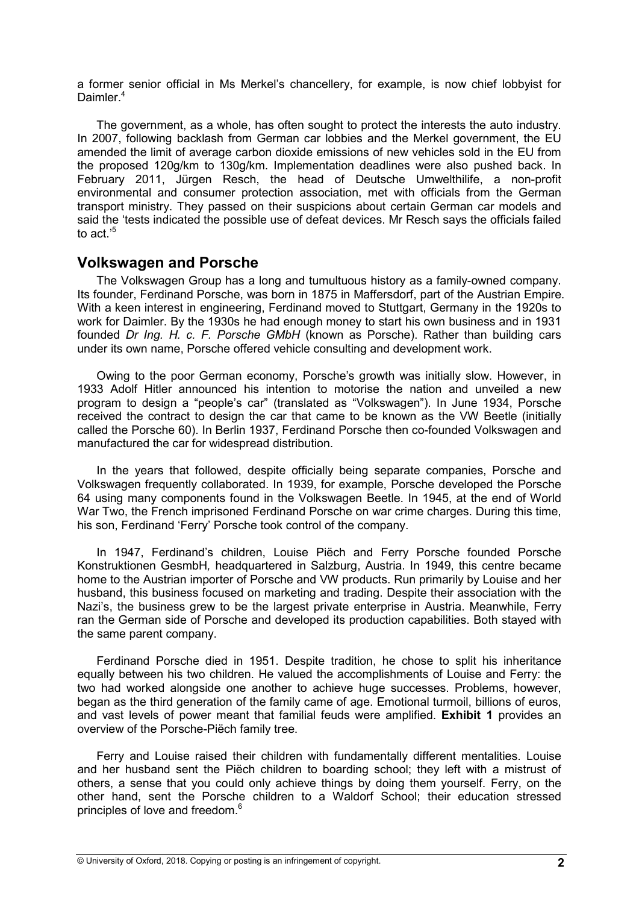a former senior official in Ms Merkel's chancellery, for example, is now chief lobbyist for Daimler.[4]

The government, as a whole, has often sought to protect the interests the auto industry. In 2007, following backlash from German car lobbies and the Merkel government, the EU amended the limit of average carbon dioxide emissions of new vehicles sold in the EU from the proposed 120g/km to 130g/km. Implementation deadlines were also pushed back. In February 2011, Jürgen Resch, the head of Deutsche Umwelthilife, a non-profit environmental and consumer protection association, met with officials from the German transport ministry. They passed on their suspicions about certain German car models and said the 'tests indicated the possible use of defeat devices. Mr Resch says the officials failed to act.'[5]

## Volkswagen and Porsche

The Volkswagen Group has a long and tumultuous history as a family-owned company. Its founder, Ferdinand Porsche, was born in 1875 in Maffersdorf, part of the Austrian Empire. With a keen interest in engineering, Ferdinand moved to Stuttgart, Germany in the 1920s to work for Daimler. By the 1930s he had enough money to start his own business and in 1931 founded *Dr Ing. H. c. F. Porsche GMbH* (known as Porsche). Rather than building cars under its own name, Porsche offered vehicle consulting and development work.

Owing to the poor German economy, Porsche's growth was initially slow. However, in 1933 Adolf Hitler announced his intention to motorise the nation and unveiled a new program to design a "people's car" (translated as "Volkswagen"). In June 1934, Porsche received the contract to design the car that came to be known as the VW Beetle (initially called the Porsche 60). In Berlin 1937, Ferdinand Porsche then co-founded Volkswagen and manufactured the car for widespread distribution.

In the years that followed, despite officially being separate companies, Porsche and Volkswagen frequently collaborated. In 1939, for example, Porsche developed the Porsche 64 using many components found in the Volkswagen Beetle. In 1945, at the end of World War Two, the French imprisoned Ferdinand Porsche on war crime charges. During this time, his son, Ferdinand 'Ferry' Porsche took control of the company.

In 1947, Ferdinand's children, Louise Piëch and Ferry Porsche founded Porsche Konstruktionen GesmbH*,* headquartered in Salzburg, Austria. In 1949, this centre became home to the Austrian importer of Porsche and VW products. Run primarily by Louise and her husband, this business focused on marketing and trading. Despite their association with the Nazi's, the business grew to be the largest private enterprise in Austria. Meanwhile, Ferry ran the German side of Porsche and developed its production capabilities. Both stayed with the same parent company.

Ferdinand Porsche died in 1951. Despite tradition, he chose to split his inheritance equally between his two children. He valued the accomplishments of Louise and Ferry: the two had worked alongside one another to achieve huge successes. Problems, however, began as the third generation of the family came of age. Emotional turmoil, billions of euros, and vast levels of power meant that familial feuds were amplified. **Exhibit 1** provides an overview of the Porsche-Piëch family tree.

Ferry and Louise raised their children with fundamentally different mentalities. Louise and her husband sent the Piëch children to boarding school; they left with a mistrust of others, a sense that you could only achieve things by doing them yourself. Ferry, on the other hand, sent the Porsche children to a Waldorf School; their education stressed principles of love and freedom.[6]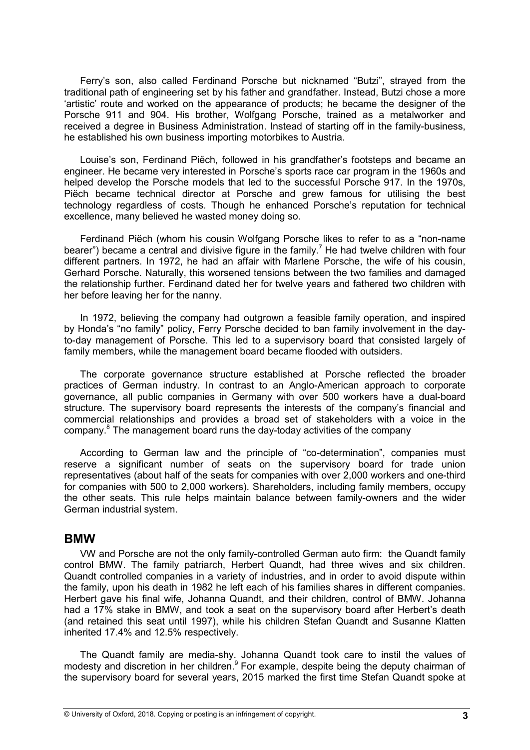Ferry's son, also called Ferdinand Porsche but nicknamed "Butzi", strayed from the traditional path of engineering set by his father and grandfather. Instead, Butzi chose a more 'artistic' route and worked on the appearance of products; he became the designer of the Porsche 911 and 904. His brother, Wolfgang Porsche, trained as a metalworker and received a degree in Business Administration. Instead of starting off in the family-business, he established his own business importing motorbikes to Austria.

Louise's son, Ferdinand Piëch, followed in his grandfather's footsteps and became an engineer. He became very interested in Porsche's sports race car program in the 1960s and helped develop the Porsche models that led to the successful Porsche 917. In the 1970s, Piëch became technical director at Porsche and grew famous for utilising the best technology regardless of costs. Though he enhanced Porsche's reputation for technical excellence, many believed he wasted money doing so.

Ferdinand Piëch (whom his cousin Wolfgang Porsche likes to refer to as a "non-name bearer") became a central and divisive figure in the family.[7] He had twelve children with four different partners. In 1972, he had an affair with Marlene Porsche, the wife of his cousin, Gerhard Porsche. Naturally, this worsened tensions between the two families and damaged the relationship further. Ferdinand dated her for twelve years and fathered two children with her before leaving her for the nanny.

In 1972, believing the company had outgrown a feasible family operation, and inspired by Honda's "no family" policy, Ferry Porsche decided to ban family involvement in the day-to-day management of Porsche. This led to a supervisory board that consisted largely of family members, while the management board became flooded with outsiders.

The corporate governance structure established at Porsche reflected the broader practices of German industry. In contrast to an Anglo-American approach to corporate governance, all public companies in Germany with over 500 workers have a dual-board structure. The supervisory board represents the interests of the company's financial and commercial relationships and provides a broad set of stakeholders with a voice in the company.[8] The management board runs the day-today activities of the company

According to German law and the principle of "co-determination", companies must reserve a significant number of seats on the supervisory board for trade union representatives (about half of the seats for companies with over 2,000 workers and one-third for companies with 500 to 2,000 workers). Shareholders, including family members, occupy the other seats. This rule helps maintain balance between family-owners and the wider German industrial system.

## BMW

VW and Porsche are not the only family-controlled German auto firm: the Quandt family control BMW. The family patriarch, Herbert Quandt, had three wives and six children. Quandt controlled companies in a variety of industries, and in order to avoid dispute within the family, upon his death in 1982 he left each of his families shares in different companies. Herbert gave his final wife, Johanna Quandt, and their children, control of BMW. Johanna had a 17% stake in BMW, and took a seat on the supervisory board after Herbert's death (and retained this seat until 1997), while his children Stefan Quandt and Susanne Klatten inherited 17.4% and 12.5% respectively.

The Quandt family are media-shy. Johanna Quandt took care to instil the values of modesty and discretion in her children.[9] For example, despite being the deputy chairman of the supervisory board for several years, 2015 marked the first time Stefan Quandt spoke at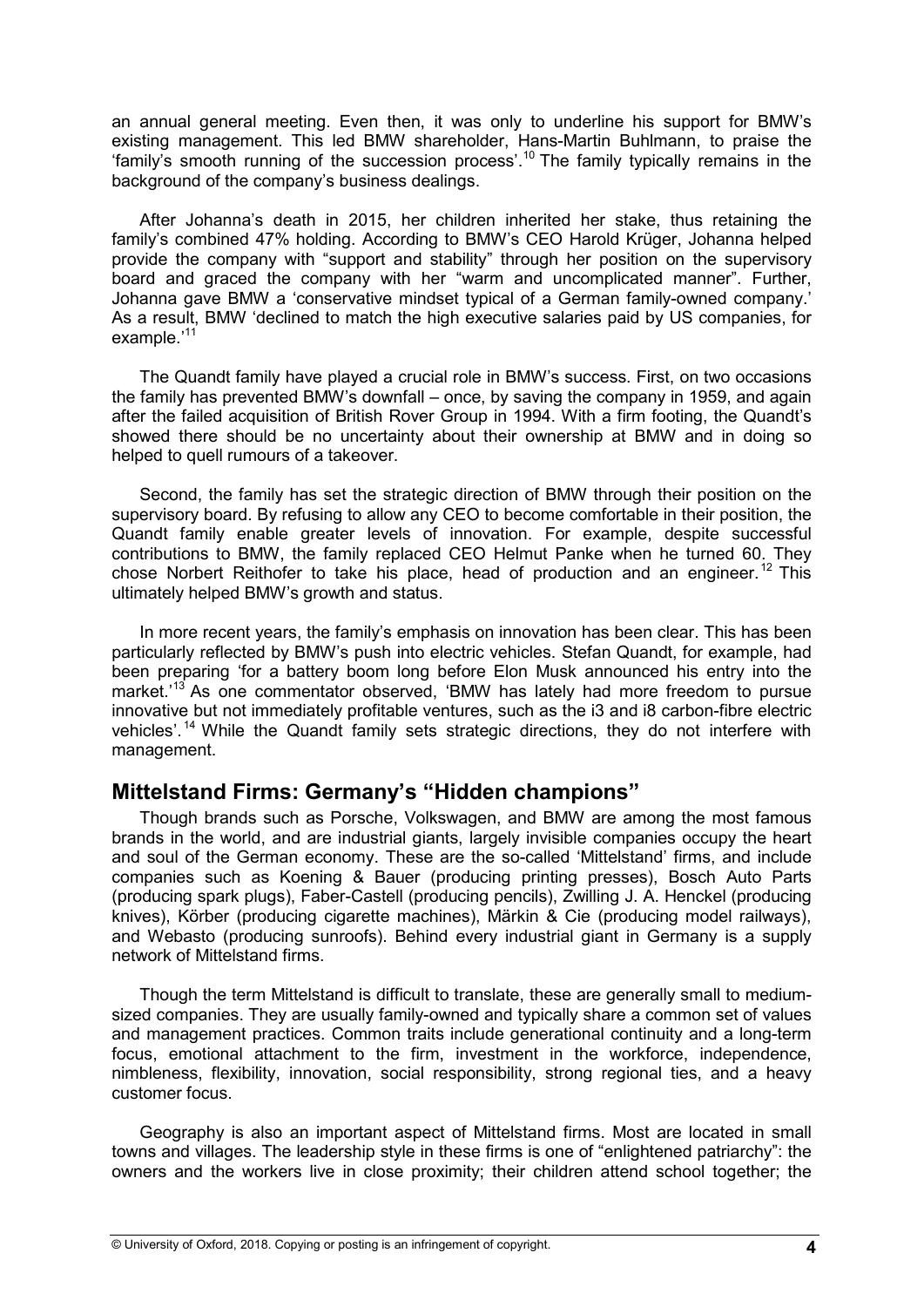an annual general meeting. Even then, it was only to underline his support for BMW's existing management. This led BMW shareholder, Hans-Martin Buhlmann, to praise the 'family's smooth running of the succession process'.[10] The family typically remains in the background of the company's business dealings.

After Johanna's death in 2015, her children inherited her stake, thus retaining the family's combined 47% holding. According to BMW's CEO Harold Krüger, Johanna helped provide the company with "support and stability" through her position on the supervisory board and graced the company with her "warm and uncomplicated manner". Further, Johanna gave BMW a 'conservative mindset typical of a German family-owned company.' As a result, BMW 'declined to match the high executive salaries paid by US companies, for example.'[11]

The Quandt family have played a crucial role in BMW's success. First, on two occasions the family has prevented BMW's downfall – once, by saving the company in 1959, and again after the failed acquisition of British Rover Group in 1994. With a firm footing, the Quandt's showed there should be no uncertainty about their ownership at BMW and in doing so helped to quell rumours of a takeover.

Second, the family has set the strategic direction of BMW through their position on the supervisory board. By refusing to allow any CEO to become comfortable in their position, the Quandt family enable greater levels of innovation. For example, despite successful contributions to BMW, the family replaced CEO Helmut Panke when he turned 60. They chose Norbert Reithofer to take his place, head of production and an engineer.[12] This ultimately helped BMW's growth and status.

In more recent years, the family's emphasis on innovation has been clear. This has been particularly reflected by BMW's push into electric vehicles. Stefan Quandt, for example, had been preparing 'for a battery boom long before Elon Musk announced his entry into the market.'[13] As one commentator observed, 'BMW has lately had more freedom to pursue innovative but not immediately profitable ventures, such as the i3 and i8 carbon-fibre electric vehicles'.[14] While the Quandt family sets strategic directions, they do not interfere with management.

## Mittelstand Firms: Germany's "Hidden champions"

Though brands such as Porsche, Volkswagen, and BMW are among the most famous brands in the world, and are industrial giants, largely invisible companies occupy the heart and soul of the German economy. These are the so-called 'Mittelstand' firms, and include companies such as Koening & Bauer (producing printing presses), Bosch Auto Parts (producing spark plugs), Faber-Castell (producing pencils), Zwilling J. A. Henckel (producing knives), Körber (producing cigarette machines), Märkin & Cie (producing model railways), and Webasto (producing sunroofs). Behind every industrial giant in Germany is a supply network of Mittelstand firms.

Though the term Mittelstand is difficult to translate, these are generally small to medium-sized companies. They are usually family-owned and typically share a common set of values and management practices. Common traits include generational continuity and a long-term focus, emotional attachment to the firm, investment in the workforce, independence, nimbleness, flexibility, innovation, social responsibility, strong regional ties, and a heavy customer focus.

Geography is also an important aspect of Mittelstand firms. Most are located in small towns and villages. The leadership style in these firms is one of "enlightened patriarchy": the owners and the workers live in close proximity; their children attend school together; the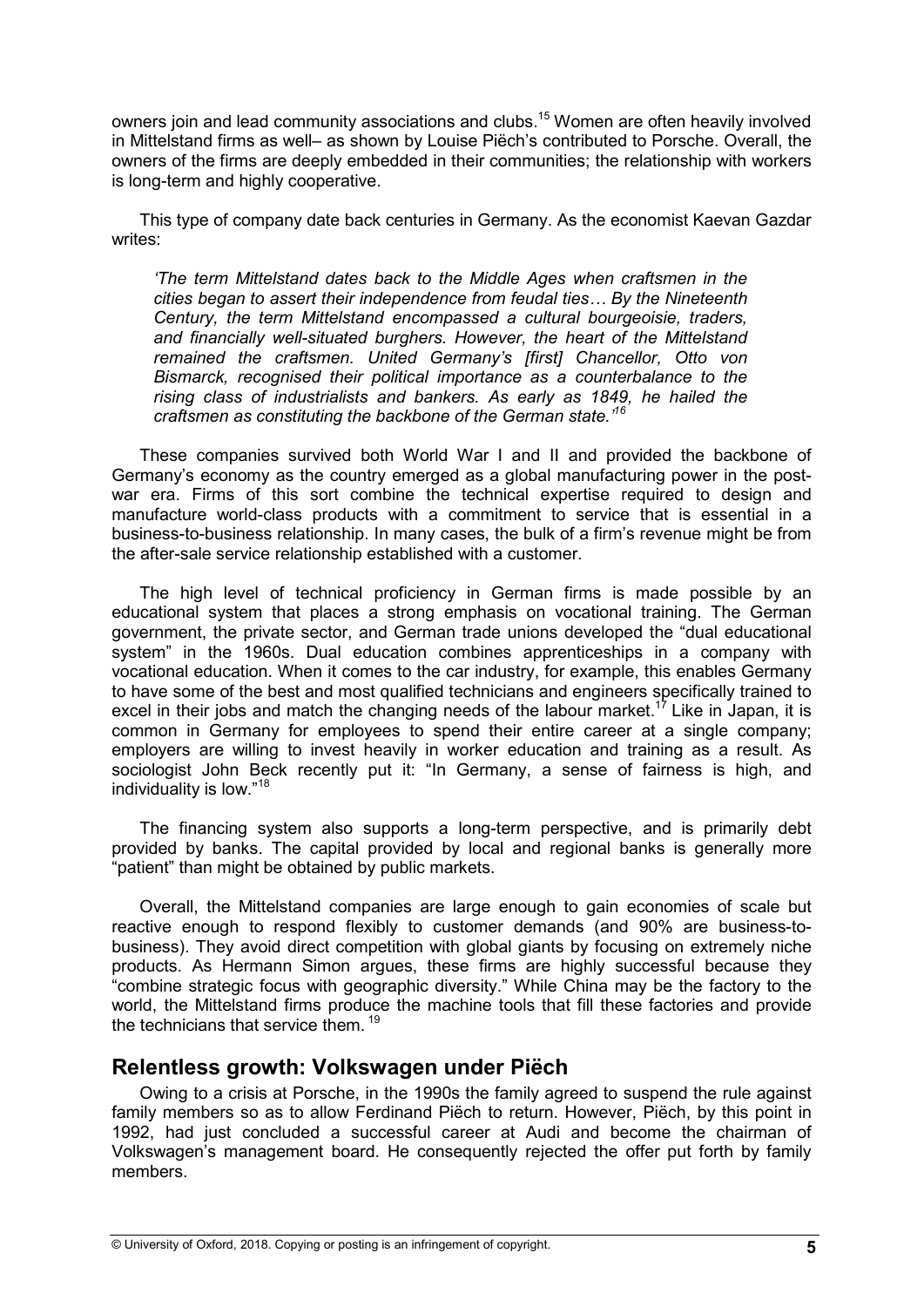owners join and lead community associations and clubs.[15] Women are often heavily involved in Mittelstand firms as well– as shown by Louise Piëch's contributed to Porsche. Overall, the owners of the firms are deeply embedded in their communities; the relationship with workers is long-term and highly cooperative.

This type of company date back centuries in Germany. As the economist Kaevan Gazdar writes:

> *'The term Mittelstand dates back to the Middle Ages when craftsmen in the cities began to assert their independence from feudal ties… By the Nineteenth Century, the term Mittelstand encompassed a cultural bourgeoisie, traders, and financially well-situated burghers. However, the heart of the Mittelstand remained the craftsmen. United Germany's [first] Chancellor, Otto von Bismarck, recognised their political importance as a counterbalance to the rising class of industrialists and bankers. As early as 1849, he hailed the craftsmen as constituting the backbone of the German state.'*[16]

These companies survived both World War I and II and provided the backbone of Germany's economy as the country emerged as a global manufacturing power in the post-war era. Firms of this sort combine the technical expertise required to design and manufacture world-class products with a commitment to service that is essential in a business-to-business relationship. In many cases, the bulk of a firm's revenue might be from the after-sale service relationship established with a customer.

The high level of technical proficiency in German firms is made possible by an educational system that places a strong emphasis on vocational training. The German government, the private sector, and German trade unions developed the "dual educational system" in the 1960s. Dual education combines apprenticeships in a company with vocational education. When it comes to the car industry, for example, this enables Germany to have some of the best and most qualified technicians and engineers specifically trained to excel in their jobs and match the changing needs of the labour market.[17] Like in Japan, it is common in Germany for employees to spend their entire career at a single company; employers are willing to invest heavily in worker education and training as a result. As sociologist John Beck recently put it: "In Germany, a sense of fairness is high, and individuality is low."[18]

The financing system also supports a long-term perspective, and is primarily debt provided by banks. The capital provided by local and regional banks is generally more "patient" than might be obtained by public markets.

Overall, the Mittelstand companies are large enough to gain economies of scale but reactive enough to respond flexibly to customer demands (and 90% are business-to-business). They avoid direct competition with global giants by focusing on extremely niche products. As Hermann Simon argues, these firms are highly successful because they "combine strategic focus with geographic diversity." While China may be the factory to the world, the Mittelstand firms produce the machine tools that fill these factories and provide the technicians that service them.[19]

## Relentless growth: Volkswagen under Piëch

Owing to a crisis at Porsche, in the 1990s the family agreed to suspend the rule against family members so as to allow Ferdinand Piëch to return. However, Piëch, by this point in 1992, had just concluded a successful career at Audi and become the chairman of Volkswagen's management board. He consequently rejected the offer put forth by family members.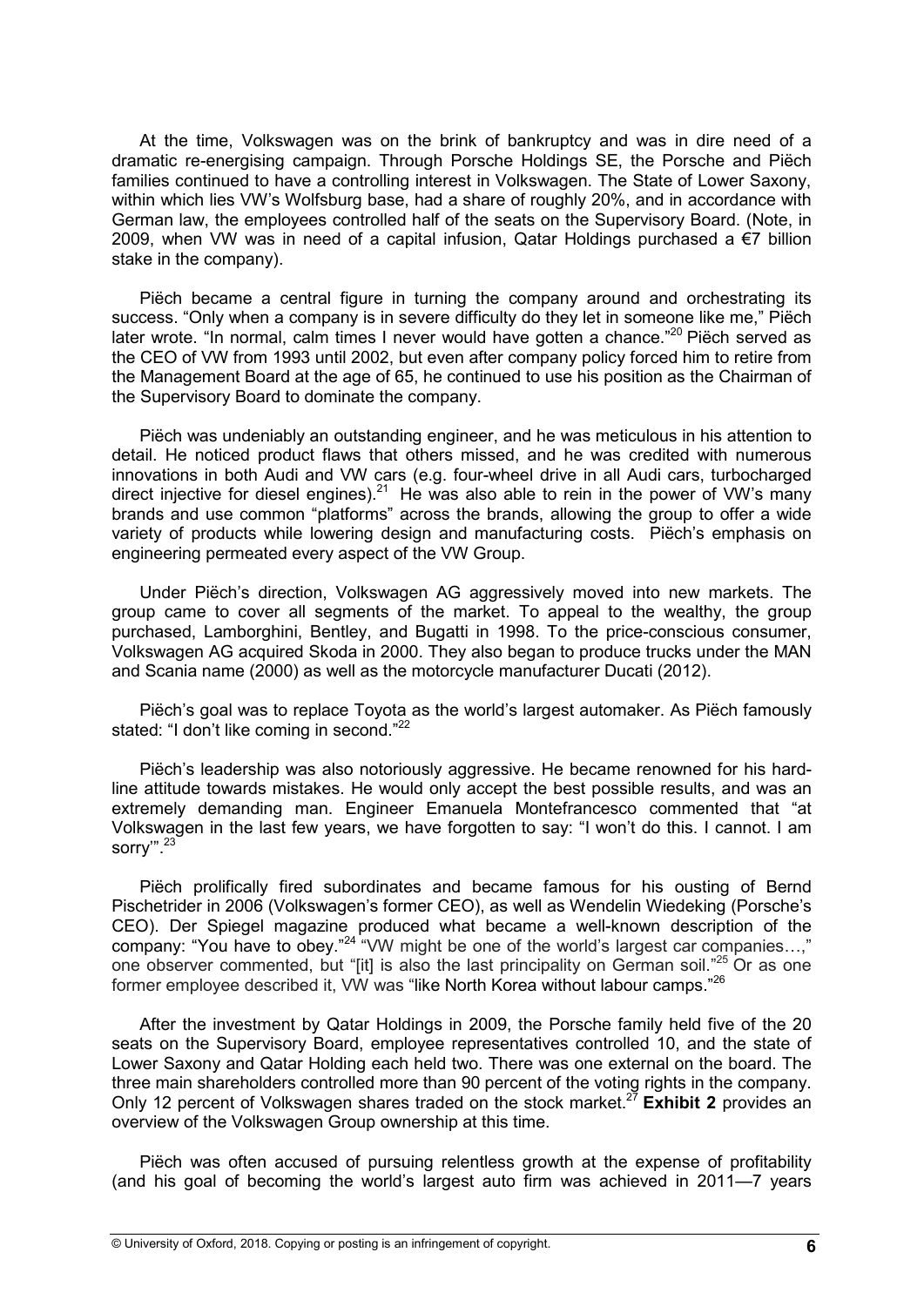At the time, Volkswagen was on the brink of bankruptcy and was in dire need of a dramatic re-energising campaign. Through Porsche Holdings SE, the Porsche and Piëch families continued to have a controlling interest in Volkswagen. The State of Lower Saxony, within which lies VW's Wolfsburg base, had a share of roughly 20%, and in accordance with German law, the employees controlled half of the seats on the Supervisory Board. (Note, in 2009, when VW was in need of a capital infusion, Qatar Holdings purchased a €7 billion stake in the company).

Piëch became a central figure in turning the company around and orchestrating its success. "Only when a company is in severe difficulty do they let in someone like me," Piëch later wrote. "In normal, calm times I never would have gotten a chance."[20] Piëch served as the CEO of VW from 1993 until 2002, but even after company policy forced him to retire from the Management Board at the age of 65, he continued to use his position as the Chairman of the Supervisory Board to dominate the company.

Piëch was undeniably an outstanding engineer, and he was meticulous in his attention to detail. He noticed product flaws that others missed, and he was credited with numerous innovations in both Audi and VW cars (e.g. four-wheel drive in all Audi cars, turbocharged direct injective for diesel engines).[21] He was also able to rein in the power of VW's many brands and use common "platforms" across the brands, allowing the group to offer a wide variety of products while lowering design and manufacturing costs. Piëch's emphasis on engineering permeated every aspect of the VW Group.

Under Piëch's direction, Volkswagen AG aggressively moved into new markets. The group came to cover all segments of the market. To appeal to the wealthy, the group purchased, Lamborghini, Bentley, and Bugatti in 1998. To the price-conscious consumer, Volkswagen AG acquired Skoda in 2000. They also began to produce trucks under the MAN and Scania name (2000) as well as the motorcycle manufacturer Ducati (2012).

Piëch's goal was to replace Toyota as the world's largest automaker. As Piëch famously stated: "I don't like coming in second."[22]

Piëch's leadership was also notoriously aggressive. He became renowned for his hard-line attitude towards mistakes. He would only accept the best possible results, and was an extremely demanding man. Engineer Emanuela Montefrancesco commented that "at Volkswagen in the last few years, we have forgotten to say: "I won't do this. I cannot. I am sorry'".[23]

Piëch prolifically fired subordinates and became famous for his ousting of Bernd Pischetrider in 2006 (Volkswagen's former CEO), as well as Wendelin Wiedeking (Porsche's CEO). Der Spiegel magazine produced what became a well-known description of the company: "You have to obey."[24] "VW might be one of the world's largest car companies…," one observer commented, but "[it] is also the last principality on German soil."[25] Or as one former employee described it, VW was "like North Korea without labour camps."[26]

After the investment by Qatar Holdings in 2009, the Porsche family held five of the 20 seats on the Supervisory Board, employee representatives controlled 10, and the state of Lower Saxony and Qatar Holding each held two. There was one external on the board. The three main shareholders controlled more than 90 percent of the voting rights in the company. Only 12 percent of Volkswagen shares traded on the stock market.[27] **Exhibit 2** provides an overview of the Volkswagen Group ownership at this time.

Piëch was often accused of pursuing relentless growth at the expense of profitability (and his goal of becoming the world's largest auto firm was achieved in 2011—7 years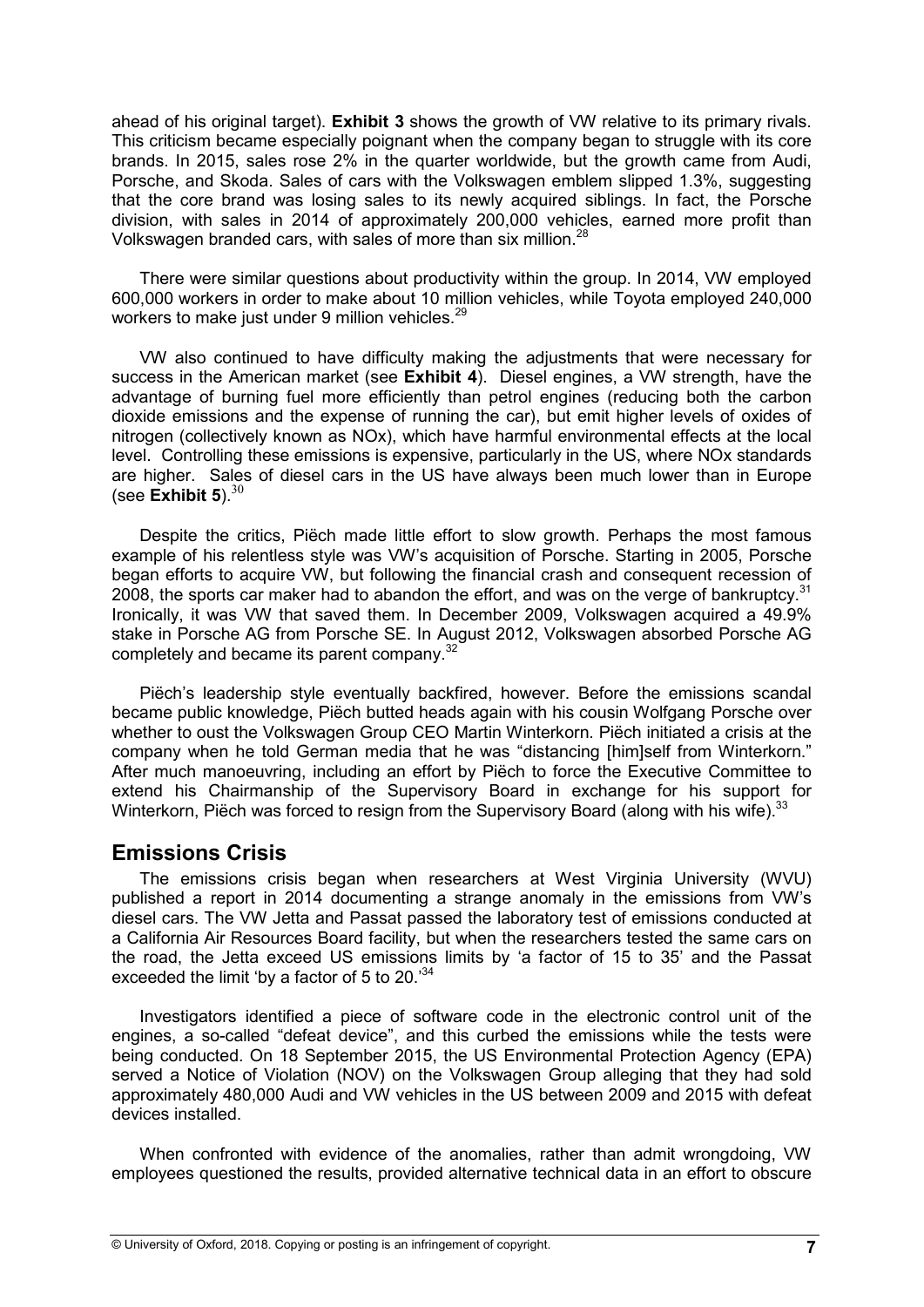ahead of his original target). **Exhibit 3** shows the growth of VW relative to its primary rivals. This criticism became especially poignant when the company began to struggle with its core brands. In 2015, sales rose 2% in the quarter worldwide, but the growth came from Audi, Porsche, and Skoda. Sales of cars with the Volkswagen emblem slipped 1.3%, suggesting that the core brand was losing sales to its newly acquired siblings. In fact, the Porsche division, with sales in 2014 of approximately 200,000 vehicles, earned more profit than Volkswagen branded cars, with sales of more than six million.[28]

There were similar questions about productivity within the group. In 2014, VW employed 600,000 workers in order to make about 10 million vehicles, while Toyota employed 240,000 workers to make just under 9 million vehicles.[29]

VW also continued to have difficulty making the adjustments that were necessary for success in the American market (see **Exhibit 4**). Diesel engines, a VW strength, have the advantage of burning fuel more efficiently than petrol engines (reducing both the carbon dioxide emissions and the expense of running the car), but emit higher levels of oxides of nitrogen (collectively known as NOx), which have harmful environmental effects at the local level. Controlling these emissions is expensive, particularly in the US, where NOx standards are higher. Sales of diesel cars in the US have always been much lower than in Europe (see **Exhibit 5**).[30]

Despite the critics, Piëch made little effort to slow growth. Perhaps the most famous example of his relentless style was VW's acquisition of Porsche. Starting in 2005, Porsche began efforts to acquire VW, but following the financial crash and consequent recession of 2008, the sports car maker had to abandon the effort, and was on the verge of bankruptcy.[31] Ironically, it was VW that saved them. In December 2009, Volkswagen acquired a 49.9% stake in Porsche AG from Porsche SE. In August 2012, Volkswagen absorbed Porsche AG completely and became its parent company.[32]

Piëch's leadership style eventually backfired, however. Before the emissions scandal became public knowledge, Piëch butted heads again with his cousin Wolfgang Porsche over whether to oust the Volkswagen Group CEO Martin Winterkorn. Piëch initiated a crisis at the company when he told German media that he was "distancing [him]self from Winterkorn." After much manoeuvring, including an effort by Piëch to force the Executive Committee to extend his Chairmanship of the Supervisory Board in exchange for his support for Winterkorn, Piëch was forced to resign from the Supervisory Board (along with his wife).[33]

## Emissions Crisis

The emissions crisis began when researchers at West Virginia University (WVU) published a report in 2014 documenting a strange anomaly in the emissions from VW's diesel cars. The VW Jetta and Passat passed the laboratory test of emissions conducted at a California Air Resources Board facility, but when the researchers tested the same cars on the road, the Jetta exceed US emissions limits by 'a factor of 15 to 35' and the Passat exceeded the limit 'by a factor of 5 to 20.'[34]

Investigators identified a piece of software code in the electronic control unit of the engines, a so-called "defeat device", and this curbed the emissions while the tests were being conducted. On 18 September 2015, the US Environmental Protection Agency (EPA) served a Notice of Violation (NOV) on the Volkswagen Group alleging that they had sold approximately 480,000 Audi and VW vehicles in the US between 2009 and 2015 with defeat devices installed.

When confronted with evidence of the anomalies, rather than admit wrongdoing, VW employees questioned the results, provided alternative technical data in an effort to obscure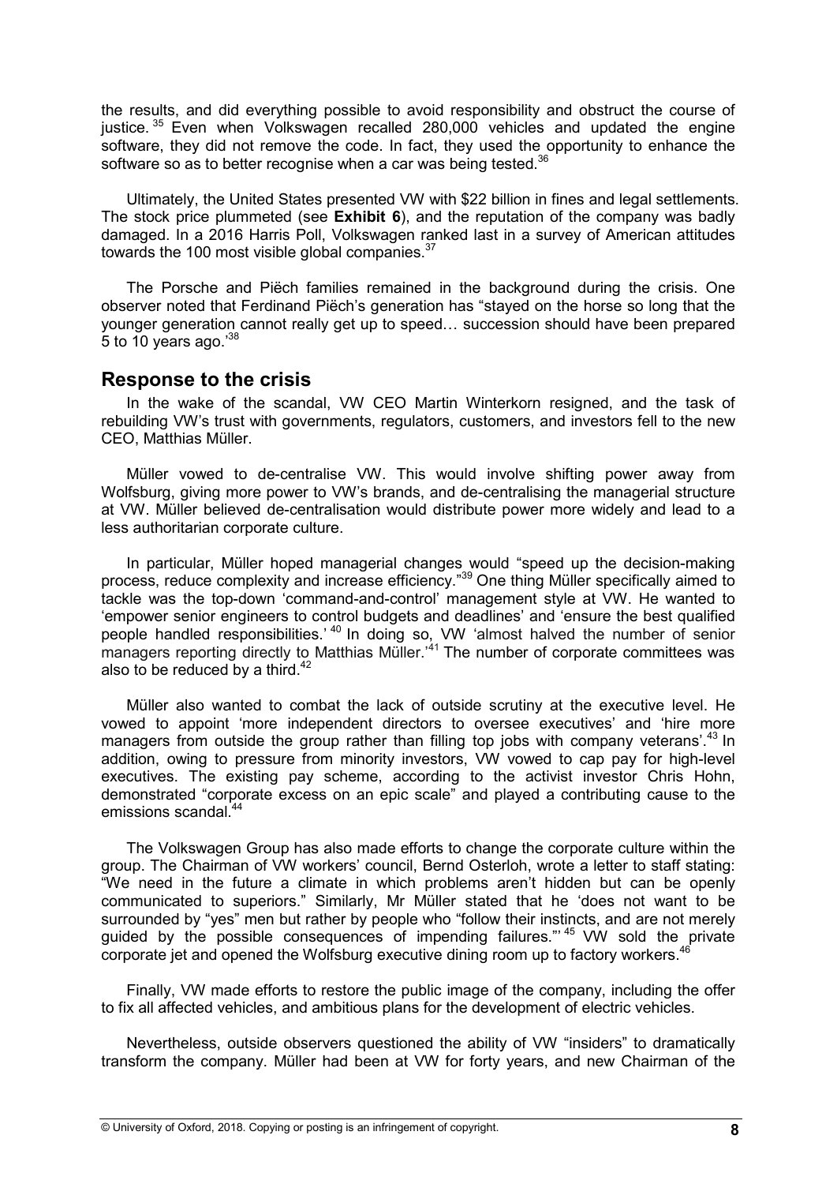the results, and did everything possible to avoid responsibility and obstruct the course of justice.[35] Even when Volkswagen recalled 280,000 vehicles and updated the engine software, they did not remove the code. In fact, they used the opportunity to enhance the software so as to better recognise when a car was being tested.[36]

Ultimately, the United States presented VW with $22 billion in fines and legal settlements. The stock price plummeted (see **Exhibit 6**), and the reputation of the company was badly damaged. In a 2016 Harris Poll, Volkswagen ranked last in a survey of American attitudes towards the 100 most visible global companies.[37]

The Porsche and Piëch families remained in the background during the crisis. One observer noted that Ferdinand Piëch's generation has "stayed on the horse so long that the younger generation cannot really get up to speed… succession should have been prepared 5 to 10 years ago.'[38]

## Response to the crisis

In the wake of the scandal, VW CEO Martin Winterkorn resigned, and the task of rebuilding VW's trust with governments, regulators, customers, and investors fell to the new CEO, Matthias Müller.

Müller vowed to de-centralise VW. This would involve shifting power away from Wolfsburg, giving more power to VW's brands, and de-centralising the managerial structure at VW. Müller believed de-centralisation would distribute power more widely and lead to a less authoritarian corporate culture.

In particular, Müller hoped managerial changes would "speed up the decision-making process, reduce complexity and increase efficiency."[39] One thing Müller specifically aimed to tackle was the top-down 'command-and-control' management style at VW. He wanted to 'empower senior engineers to control budgets and deadlines' and 'ensure the best qualified people handled responsibilities.'[40] In doing so, VW 'almost halved the number of senior managers reporting directly to Matthias Müller.'[41] The number of corporate committees was also to be reduced by a third.[42]

Müller also wanted to combat the lack of outside scrutiny at the executive level. He vowed to appoint 'more independent directors to oversee executives' and 'hire more managers from outside the group rather than filling top jobs with company veterans'.[43] In addition, owing to pressure from minority investors, VW vowed to cap pay for high-level executives. The existing pay scheme, according to the activist investor Chris Hohn, demonstrated "corporate excess on an epic scale" and played a contributing cause to the emissions scandal.[44]

The Volkswagen Group has also made efforts to change the corporate culture within the group. The Chairman of VW workers' council, Bernd Osterloh, wrote a letter to staff stating: "We need in the future a climate in which problems aren't hidden but can be openly communicated to superiors." Similarly, Mr Müller stated that he 'does not want to be surrounded by "yes" men but rather by people who "follow their instincts, and are not merely guided by the possible consequences of impending failures."'[45] VW sold the private corporate jet and opened the Wolfsburg executive dining room up to factory workers.[46]

Finally, VW made efforts to restore the public image of the company, including the offer to fix all affected vehicles, and ambitious plans for the development of electric vehicles.

Nevertheless, outside observers questioned the ability of VW "insiders" to dramatically transform the company. Müller had been at VW for forty years, and new Chairman of the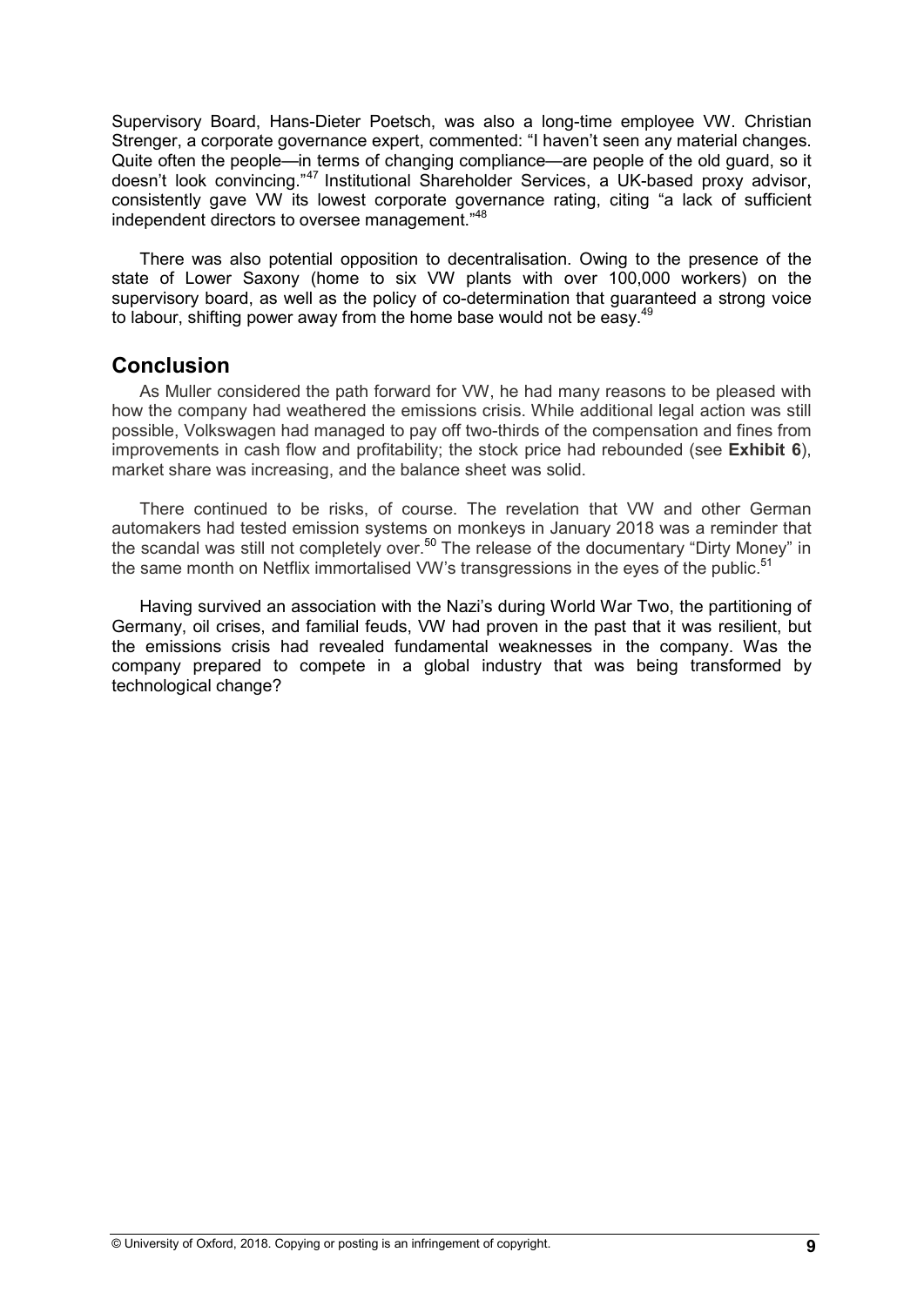Supervisory Board, Hans-Dieter Poetsch, was also a long-time employee VW. Christian Strenger, a corporate governance expert, commented: "I haven't seen any material changes. Quite often the people—in terms of changing compliance—are people of the old guard, so it doesn't look convincing."[47] Institutional Shareholder Services, a UK-based proxy advisor, consistently gave VW its lowest corporate governance rating, citing "a lack of sufficient independent directors to oversee management."[48]

There was also potential opposition to decentralisation. Owing to the presence of the state of Lower Saxony (home to six VW plants with over 100,000 workers) on the supervisory board, as well as the policy of co-determination that guaranteed a strong voice to labour, shifting power away from the home base would not be easy.[49]

## Conclusion

As Muller considered the path forward for VW, he had many reasons to be pleased with how the company had weathered the emissions crisis. While additional legal action was still possible, Volkswagen had managed to pay off two-thirds of the compensation and fines from improvements in cash flow and profitability; the stock price had rebounded (see **Exhibit 6**), market share was increasing, and the balance sheet was solid.

There continued to be risks, of course. The revelation that VW and other German automakers had tested emission systems on monkeys in January 2018 was a reminder that the scandal was still not completely over.[50] The release of the documentary "Dirty Money" in the same month on Netflix immortalised VW's transgressions in the eyes of the public.[51]

Having survived an association with the Nazi's during World War Two, the partitioning of Germany, oil crises, and familial feuds, VW had proven in the past that it was resilient, but the emissions crisis had revealed fundamental weaknesses in the company. Was the company prepared to compete in a global industry that was being transformed by technological change?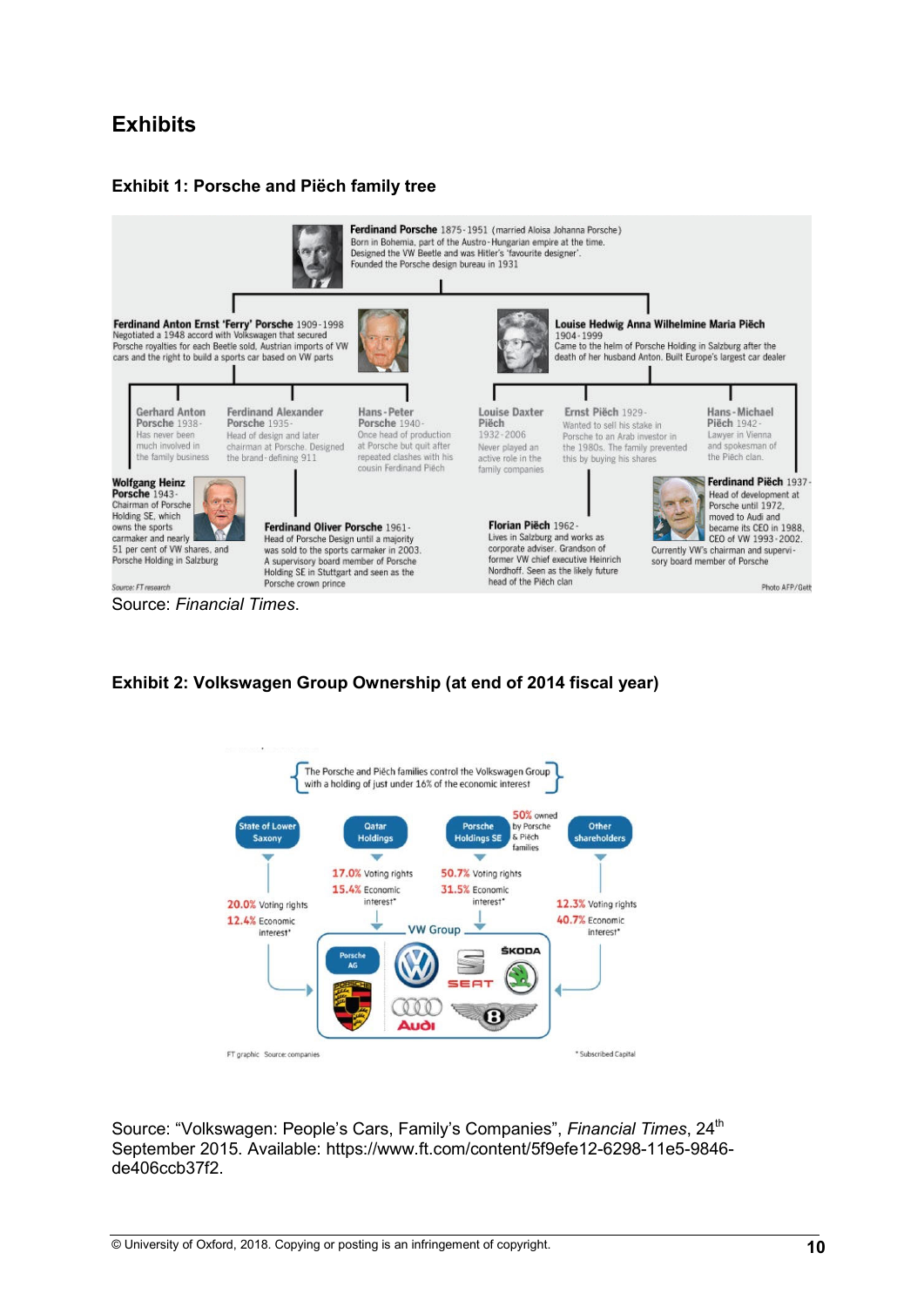# Exhibits

### Exhibit 1: Porsche and Piëch family tree

**Ferdinand Porsche** 1875-1951 (married Aloisa Johanna Porsche)
Born in Bohemia, part of the Austro-Hungarian empire at the time.
Designed the VW Beetle and was Hitler's 'favourite designer'.
Founded the Porsche design bureau in 1931

**Ferdinand Anton Ernst 'Ferry' Porsche** 1909-1998
Negotiated a 1948 accord with Volkswagen that secured Porsche royalties for each Beetle sold, Austrian imports of VW cars and the right to build a sports car based on VW parts

**Louise Hedwig Anna Wilhelmine Maria Piëch** 1904-1999
Came to the helm of Porsche Holding in Salzburg after the death of her husband Anton. Built Europe's largest car dealer

**Gerhard Anton Porsche** 1938-
Has never been much involved in the family business

**Ferdinand Alexander Porsche** 1935-
Head of design and later chairman at Porsche. Designed the brand-defining 911

**Hans-Peter Porsche** 1940-
Once head of production at Porsche but quit after repeated clashes with his cousin Ferdinand Piëch

**Louise Daxter Piëch** 1932-2006
Never played an active role in the family companies

**Ernst Piëch** 1929-
Wanted to sell his stake in Porsche to an Arab investor in the 1980s. The family prevented this by buying his shares

**Hans-Michael Piëch** 1942-
Lawyer in Vienna and spokesman of the Piëch clan.

**Wolfgang Heinz Porsche** 1943-
Chairman of Porsche Holding SE, which owns the sports carmaker and nearly 51 per cent of VW shares, and Porsche Holding in Salzburg

**Ferdinand Oliver Porsche** 1961-
Head of Porsche Design until a majority was sold to the sports carmaker in 2003. A supervisory board member of Porsche Holding SE in Stuttgart and seen as the Porsche crown prince

**Florian Piëch** 1962-
Lives in Salzburg and works as corporate adviser. Grandson of former VW chief executive Heinrich Nordhoff. Seen as the likely future head of the Piëch clan

**Ferdinand Piëch** 1937-
Head of development at Porsche until 1972, moved to Audi and became its CEO in 1988, CEO of VW 1993-2002. Currently VW's chairman and supervisory board member of Porsche

Source: FT research

Photo AFP/Getty

Source: *Financial Times*.

### Exhibit 2: Volkswagen Group Ownership (at end of 2014 fiscal year)

The Porsche and Piëch families control the Volkswagen Group with a holding of just under 16% of the economic interest

| Shareholder | Voting rights | Economic interest* |
|---|---|---|
| State of Lower Saxony | 20.0% | 12.4% |
| Qatar Holdings | 17.0% | 15.4% |
| Porsche Holdings SE (50% owned by Porsche & Piëch families) | 50.7% | 31.5% |
| Other shareholders | 12.3% | 40.7% |

VW Group: Porsche AG, Volkswagen, SEAT, Škoda, Audi, Bentley

FT graphic Source: companies

\* Subscribed Capital

Source: "Volkswagen: People's Cars, Family's Companies", *Financial Times*, 24th September 2015. Available: https://www.ft.com/content/5f9efe12-6298-11e5-9846-de406ccb37f2.

© University of Oxford, 2018. Copying or posting is an infringement of copyright.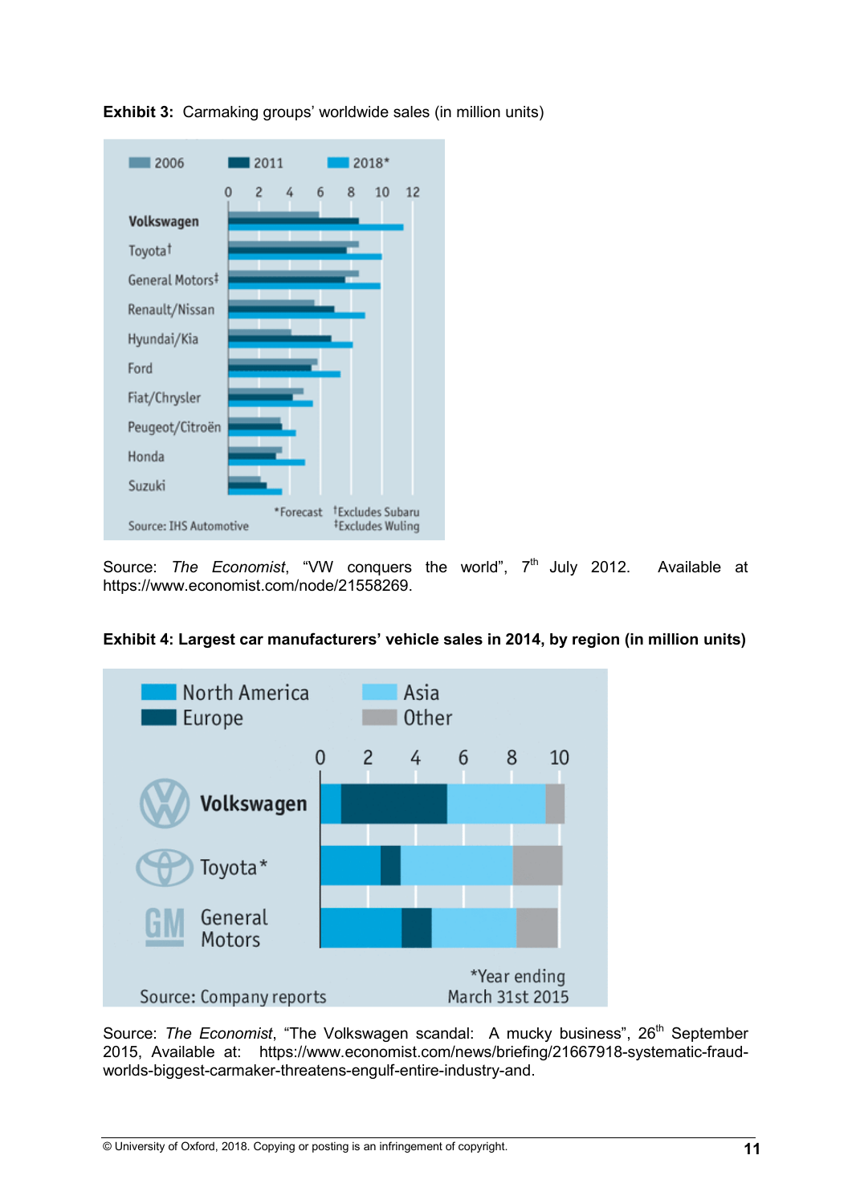**Exhibit 3:** Carmaking groups' worldwide sales (in million units)

Source: *The Economist*, "VW conquers the world", 7th July 2012. Available at https://www.economist.com/node/21558269.

**Exhibit 4: Largest car manufacturers' vehicle sales in 2014, by region (in million units)**

Source: *The Economist*, "The Volkswagen scandal: A mucky business", 26th September 2015, Available at: https://www.economist.com/news/briefing/21667918-systematic-fraud-worlds-biggest-carmaker-threatens-engulf-entire-industry-and.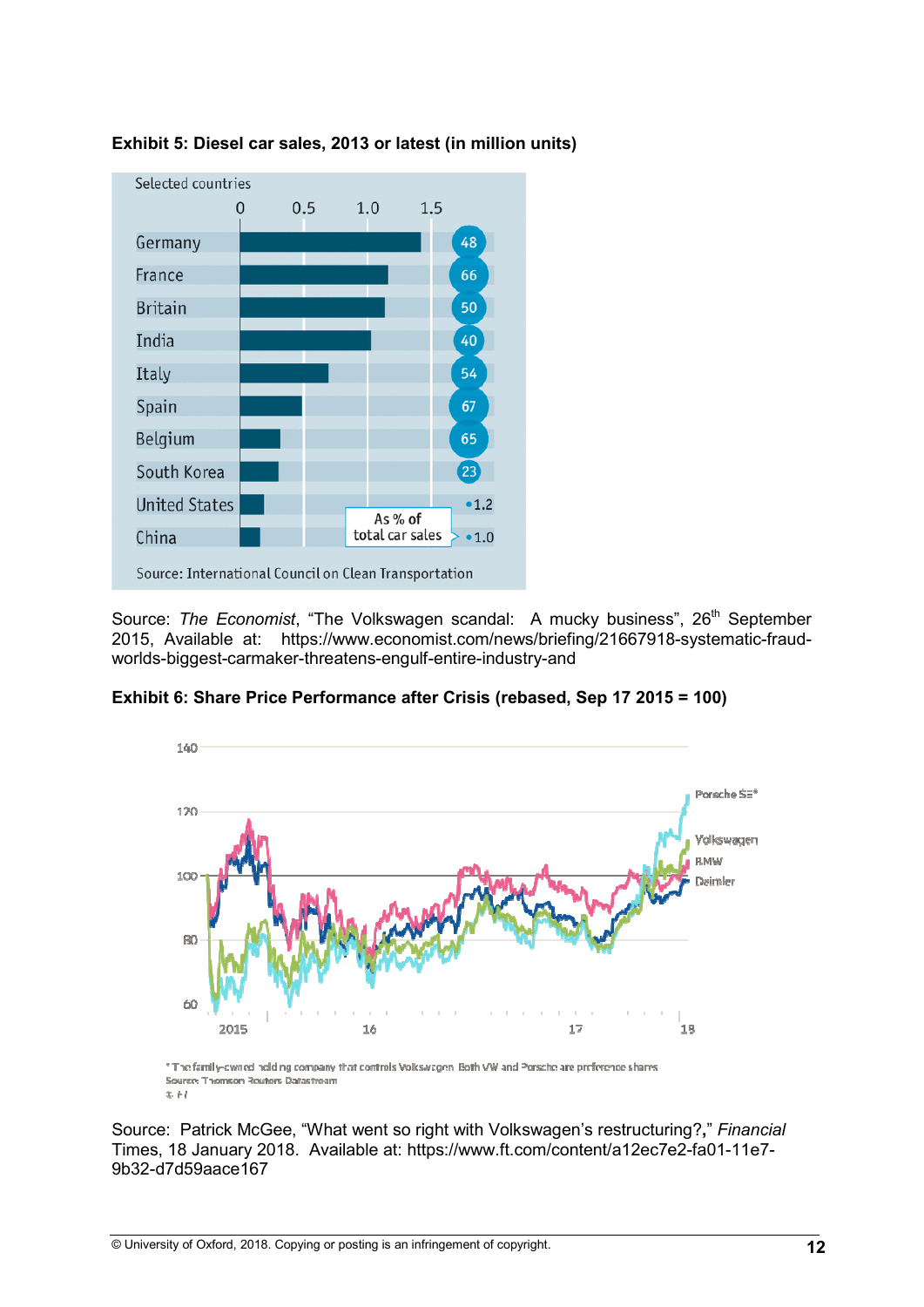**Exhibit 5: Diesel car sales, 2013 or latest (in million units)**

Selected countries

| Country | As % of total car sales |
|---|---|
| Germany | 48 |
| France | 66 |
| Britain | 50 |
| India | 40 |
| Italy | 54 |
| Spain | 67 |
| Belgium | 65 |
| South Korea | 23 |
| United States | 1.2 |
| China | 1.0 |

Source: International Council on Clean Transportation

Source: *The Economist*, "The Volkswagen scandal: A mucky business", 26th September 2015, Available at: https://www.economist.com/news/briefing/21667918-systematic-fraud-worlds-biggest-carmaker-threatens-engulf-entire-industry-and

**Exhibit 6: Share Price Performance after Crisis (rebased, Sep 17 2015 = 100)**

Porsche SE*, Volkswagen, BMW, Daimler

* The family-owned holding company that controls Volkswagen. Both VW and Porsche are preference shares
Source: Thomson Reuters Datastream
© FT

Source: Patrick McGee, "What went so right with Volkswagen's restructuring?," *Financial* Times, 18 January 2018. Available at: https://www.ft.com/content/a12ec7e2-fa01-11e7-9b32-d7d59aace167

© University of Oxford, 2018. Copying or posting is an infringement of copyright.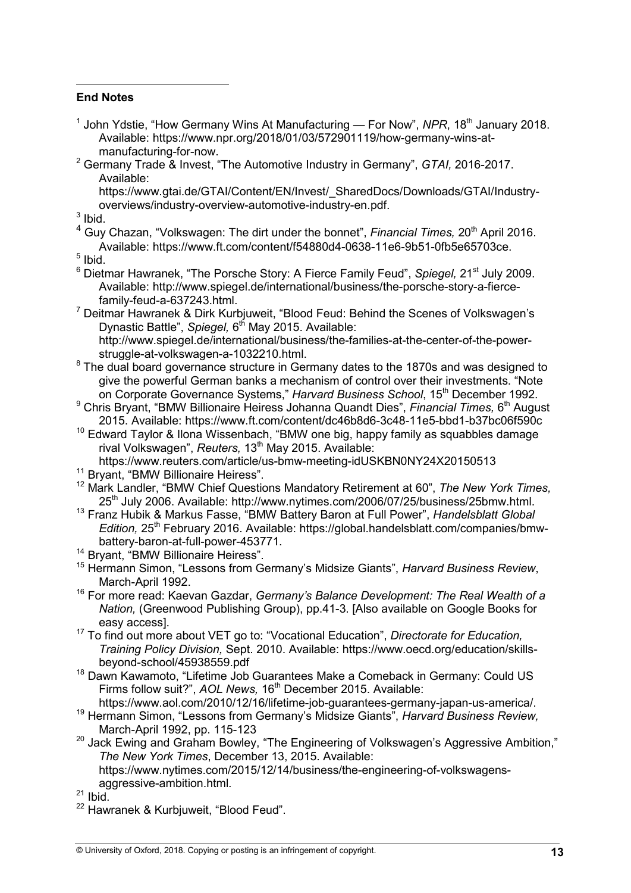**End Notes**

[1] John Ydstie, "How Germany Wins At Manufacturing — For Now", *NPR*, 18th January 2018. Available: https://www.npr.org/2018/01/03/572901119/how-germany-wins-at-manufacturing-for-now.

[2] Germany Trade & Invest, "The Automotive Industry in Germany", *GTAI,* 2016-2017. Available: https://www.gtai.de/GTAI/Content/EN/Invest/_SharedDocs/Downloads/GTAI/Industry-overviews/industry-overview-automotive-industry-en.pdf.

[3] Ibid.

[4] Guy Chazan, "Volkswagen: The dirt under the bonnet", *Financial Times,* 20th April 2016. Available: https://www.ft.com/content/f54880d4-0638-11e6-9b51-0fb5e65703ce.

[5] Ibid.

[6] Dietmar Hawranek, "The Porsche Story: A Fierce Family Feud", *Spiegel,* 21st July 2009. Available: http://www.spiegel.de/international/business/the-porsche-story-a-fierce-family-feud-a-637243.html.

[7] Deitmar Hawranek & Dirk Kurbjuweit, "Blood Feud: Behind the Scenes of Volkswagen's Dynastic Battle", *Spiegel,* 6th May 2015. Available: http://www.spiegel.de/international/business/the-families-at-the-center-of-the-power-struggle-at-volkswagen-a-1032210.html.

[8] The dual board governance structure in Germany dates to the 1870s and was designed to give the powerful German banks a mechanism of control over their investments. "Note on Corporate Governance Systems," *Harvard Business School*, 15th December 1992.

[9] Chris Bryant, "BMW Billionaire Heiress Johanna Quandt Dies", *Financial Times,* 6th August 2015. Available: https://www.ft.com/content/dc46b8d6-3c48-11e5-bbd1-b37bc06f590c

[10] Edward Taylor & Ilona Wissenbach, "BMW one big, happy family as squabbles damage rival Volkswagen", *Reuters,* 13th May 2015. Available: https://www.reuters.com/article/us-bmw-meeting-idUSKBN0NY24X20150513

[11] Bryant, "BMW Billionaire Heiress".

[12] Mark Landler, "BMW Chief Questions Mandatory Retirement at 60", *The New York Times,* 25th July 2006. Available: http://www.nytimes.com/2006/07/25/business/25bmw.html.

[13] Franz Hubik & Markus Fasse, "BMW Battery Baron at Full Power", *Handelsblatt Global Edition,* 25th February 2016. Available: https://global.handelsblatt.com/companies/bmw-battery-baron-at-full-power-453771.

[14] Bryant, "BMW Billionaire Heiress".

[15] Hermann Simon, "Lessons from Germany's Midsize Giants", *Harvard Business Review*, March-April 1992.

[16] For more read: Kaevan Gazdar, *Germany's Balance Development: The Real Wealth of a Nation,* (Greenwood Publishing Group), pp.41-3. [Also available on Google Books for easy access].

[17] To find out more about VET go to: "Vocational Education", *Directorate for Education, Training Policy Division,* Sept. 2010. Available: https://www.oecd.org/education/skills-beyond-school/45938559.pdf

[18] Dawn Kawamoto, "Lifetime Job Guarantees Make a Comeback in Germany: Could US Firms follow suit?", *AOL News,* 16th December 2015. Available: https://www.aol.com/2010/12/16/lifetime-job-guarantees-germany-japan-us-america/.

[19] Hermann Simon, "Lessons from Germany's Midsize Giants", *Harvard Business Review,* March-April 1992, pp. 115-123

[20] Jack Ewing and Graham Bowley, "The Engineering of Volkswagen's Aggressive Ambition," *The New York Times*, December 13, 2015. Available: https://www.nytimes.com/2015/12/14/business/the-engineering-of-volkswagens-aggressive-ambition.html.

[21] Ibid.

[22] Hawranek & Kurbjuweit, "Blood Feud".

© University of Oxford, 2018. Copying or posting is an infringement of copyright.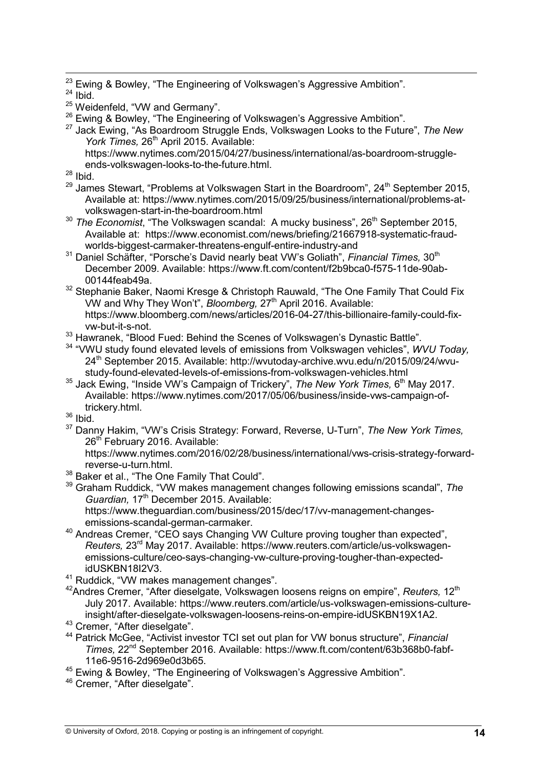[23] Ewing & Bowley, "The Engineering of Volkswagen's Aggressive Ambition".

[24] Ibid.

[25] Weidenfeld, "VW and Germany".

[26] Ewing & Bowley, "The Engineering of Volkswagen's Aggressive Ambition".

[27] Jack Ewing, "As Boardroom Struggle Ends, Volkswagen Looks to the Future", *The New York Times,* 26th April 2015. Available: https://www.nytimes.com/2015/04/27/business/international/as-boardroom-struggle-ends-volkswagen-looks-to-the-future.html.

[28] Ibid.

[29] James Stewart, "Problems at Volkswagen Start in the Boardroom", 24th September 2015, Available at: https://www.nytimes.com/2015/09/25/business/international/problems-at-volkswagen-start-in-the-boardroom.html

[30] *The Economist*, "The Volkswagen scandal: A mucky business", 26th September 2015, Available at: https://www.economist.com/news/briefing/21667918-systematic-fraud-worlds-biggest-carmaker-threatens-engulf-entire-industry-and

[31] Daniel Schäfter, "Porsche's David nearly beat VW's Goliath", *Financial Times,* 30th December 2009. Available: https://www.ft.com/content/f2b9bca0-f575-11de-90ab-00144feab49a.

[32] Stephanie Baker, Naomi Kresge & Christoph Rauwald, "The One Family That Could Fix VW and Why They Won't", *Bloomberg,* 27th April 2016. Available: https://www.bloomberg.com/news/articles/2016-04-27/this-billionaire-family-could-fix-vw-but-it-s-not.

[33] Hawranek, "Blood Fued: Behind the Scenes of Volkswagen's Dynastic Battle".

[34] "VWU study found elevated levels of emissions from Volkswagen vehicles", *WVU Today,* 24th September 2015. Available: http://wvutoday-archive.wvu.edu/n/2015/09/24/wvu-study-found-elevated-levels-of-emissions-from-volkswagen-vehicles.html

[35] Jack Ewing, "Inside VW's Campaign of Trickery", *The New York Times,* 6th May 2017. Available: https://www.nytimes.com/2017/05/06/business/inside-vws-campaign-of-trickery.html.

[36] Ibid.

[37] Danny Hakim, "VW's Crisis Strategy: Forward, Reverse, U-Turn", *The New York Times,* 26th February 2016. Available: https://www.nytimes.com/2016/02/28/business/international/vws-crisis-strategy-forward-reverse-u-turn.html.

[38] Baker et al., "The One Family That Could".

[39] Graham Ruddick, "VW makes management changes following emissions scandal", *The Guardian,* 17th December 2015. Available: https://www.theguardian.com/business/2015/dec/17/vv-management-changes-emissions-scandal-german-carmaker.

[40] Andreas Cremer, "CEO says Changing VW Culture proving tougher than expected", *Reuters,* 23rd May 2017. Available: https://www.reuters.com/article/us-volkswagen-emissions-culture/ceo-says-changing-vw-culture-proving-tougher-than-expected-idUSKBN18I2V3.

[41] Ruddick, "VW makes management changes".

[42] Andres Cremer, "After dieselgate, Volkswagen loosens reigns on empire", *Reuters,* 12th July 2017. Available: https://www.reuters.com/article/us-volkswagen-emissions-culture-insight/after-dieselgate-volkswagen-loosens-reins-on-empire-idUSKBN19X1A2.

[43] Cremer, "After dieselgate".

[44] Patrick McGee, "Activist investor TCI set out plan for VW bonus structure", *Financial Times,* 22nd September 2016. Available: https://www.ft.com/content/63b368b0-fabf-11e6-9516-2d969e0d3b65.

[45] Ewing & Bowley, "The Engineering of Volkswagen's Aggressive Ambition".

[46] Cremer, "After dieselgate".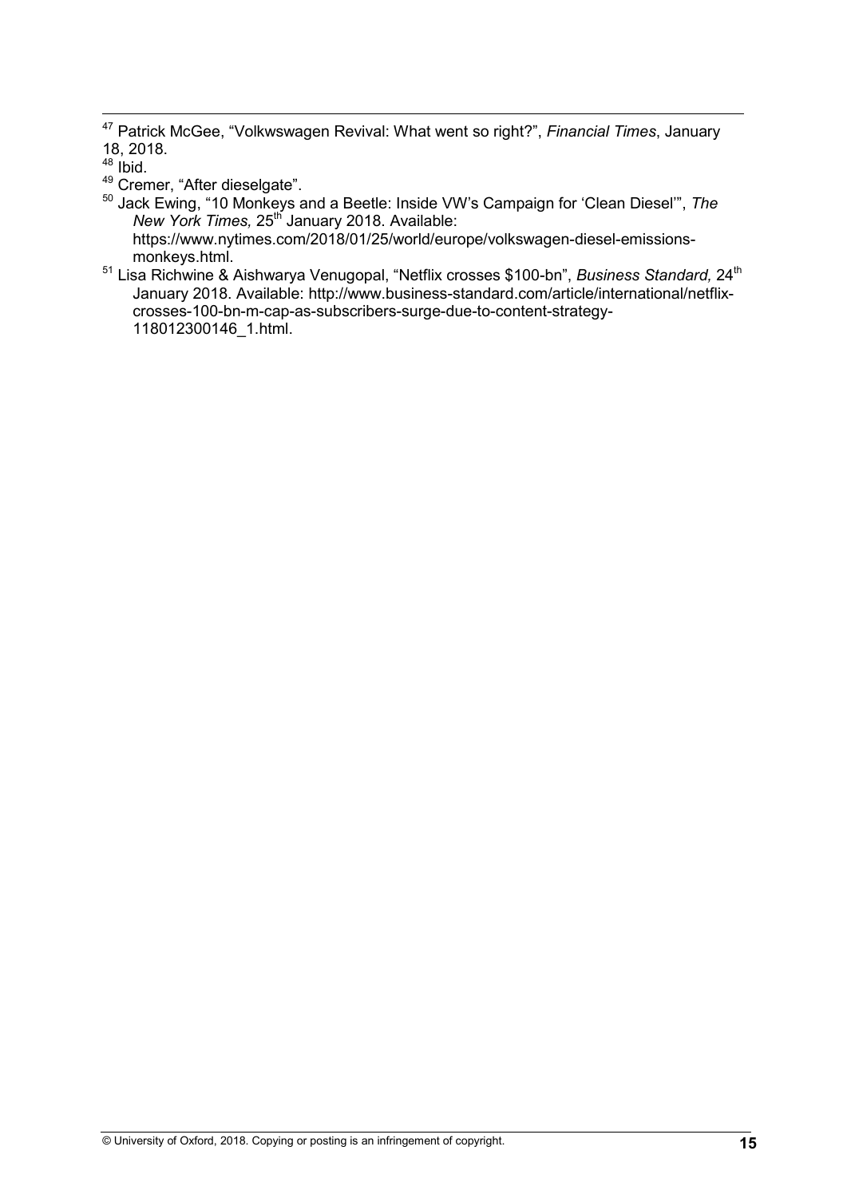[47] Patrick McGee, "Volkwswagen Revival: What went so right?", *Financial Times*, January 18, 2018.

[48] Ibid.

[49] Cremer, "After dieselgate".

[50] Jack Ewing, "10 Monkeys and a Beetle: Inside VW's Campaign for 'Clean Diesel'", *The New York Times,* 25th January 2018. Available: https://www.nytimes.com/2018/01/25/world/europe/volkswagen-diesel-emissions-monkeys.html.

[51] Lisa Richwine & Aishwarya Venugopal, "Netflix crosses $100-bn", *Business Standard,* 24th January 2018. Available: http://www.business-standard.com/article/international/netflix-crosses-100-bn-m-cap-as-subscribers-surge-due-to-content-strategy-118012300146_1.html.

© University of Oxford, 2018. Copying or posting is an infringement of copyright.